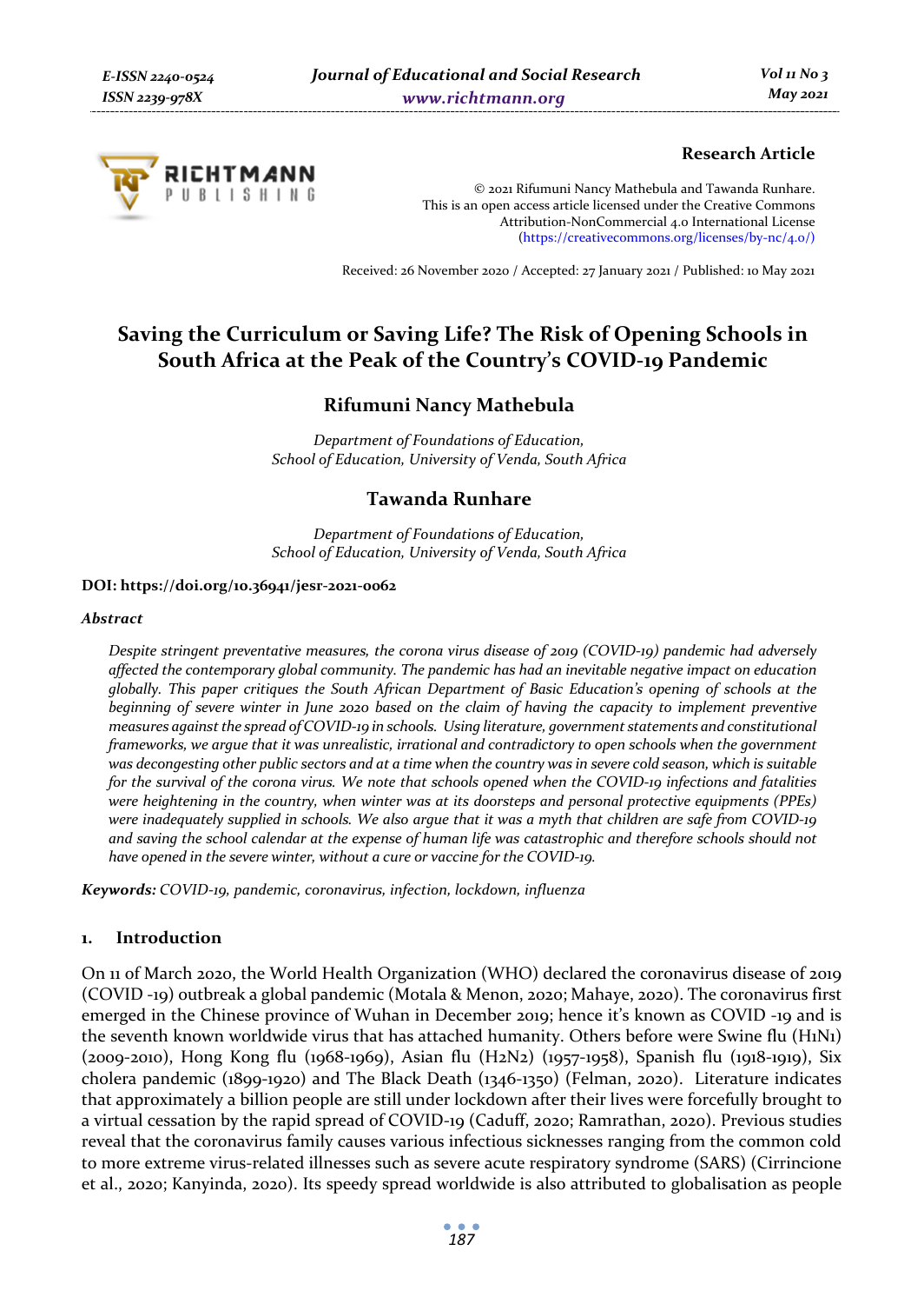**Research Article**

© 2021 Rifumuni Nancy Mathebula and Tawanda Runhare.
This is an open access article licensed under the Creative Commons Attribution-NonCommercial 4.0 International License (https://creativecommons.org/licenses/by-nc/4.0/)

Received: 26 November 2020 / Accepted: 27 January 2021 / Published: 10 May 2021

# Saving the Curriculum or Saving Life? The Risk of Opening Schools in South Africa at the Peak of the Country's COVID-19 Pandemic

**Rifumuni Nancy Mathebula**

*Department of Foundations of Education, School of Education, University of Venda, South Africa*

**Tawanda Runhare**

*Department of Foundations of Education, School of Education, University of Venda, South Africa*

**DOI: https://doi.org/10.36941/jesr-2021-0062**

***Abstract***

*Despite stringent preventative measures, the corona virus disease of 2019 (COVID-19) pandemic had adversely affected the contemporary global community. The pandemic has had an inevitable negative impact on education globally. This paper critiques the South African Department of Basic Education's opening of schools at the beginning of severe winter in June 2020 based on the claim of having the capacity to implement preventive measures against the spread of COVID-19 in schools. Using literature, government statements and constitutional frameworks, we argue that it was unrealistic, irrational and contradictory to open schools when the government was decongesting other public sectors and at a time when the country was in severe cold season, which is suitable for the survival of the corona virus. We note that schools opened when the COVID-19 infections and fatalities were heightening in the country, when winter was at its doorsteps and personal protective equipments (PPEs) were inadequately supplied in schools. We also argue that it was a myth that children are safe from COVID-19 and saving the school calendar at the expense of human life was catastrophic and therefore schools should not have opened in the severe winter, without a cure or vaccine for the COVID-19.*

**Keywords:** *COVID-19, pandemic, coronavirus, infection, lockdown, influenza*

## 1. Introduction

On 11 of March 2020, the World Health Organization (WHO) declared the coronavirus disease of 2019 (COVID -19) outbreak a global pandemic (Motala & Menon, 2020; Mahaye, 2020). The coronavirus first emerged in the Chinese province of Wuhan in December 2019; hence it's known as COVID -19 and is the seventh known worldwide virus that has attached humanity. Others before were Swine flu (H1N1) (2009-2010), Hong Kong flu (1968-1969), Asian flu (H2N2) (1957-1958), Spanish flu (1918-1919), Six cholera pandemic (1899-1920) and The Black Death (1346-1350) (Felman, 2020). Literature indicates that approximately a billion people are still under lockdown after their lives were forcefully brought to a virtual cessation by the rapid spread of COVID-19 (Caduff, 2020; Ramrathan, 2020). Previous studies reveal that the coronavirus family causes various infectious sicknesses ranging from the common cold to more extreme virus-related illnesses such as severe acute respiratory syndrome (SARS) (Cirrincione et al., 2020; Kanyinda, 2020). Its speedy spread worldwide is also attributed to globalisation as people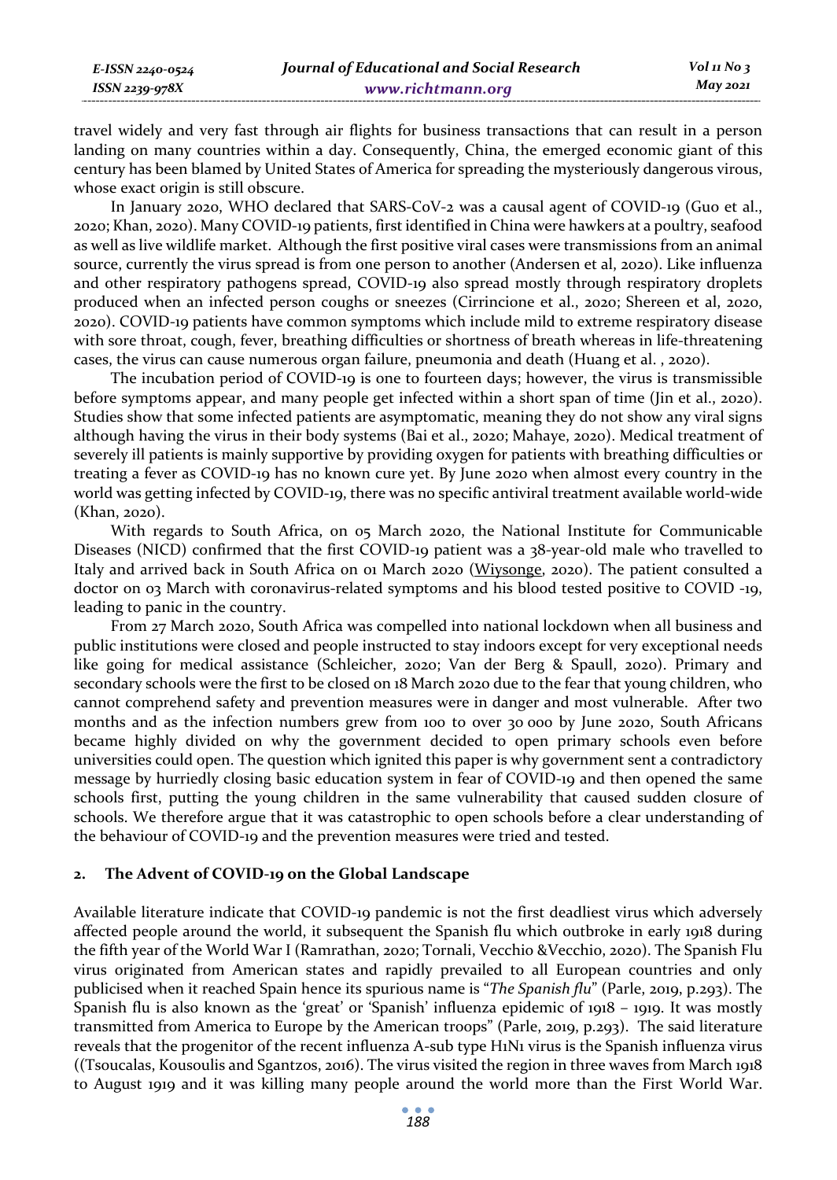travel widely and very fast through air flights for business transactions that can result in a person landing on many countries within a day. Consequently, China, the emerged economic giant of this century has been blamed by United States of America for spreading the mysteriously dangerous virous, whose exact origin is still obscure.

In January 2020, WHO declared that SARS-CoV-2 was a causal agent of COVID-19 (Guo et al., 2020; Khan, 2020). Many COVID-19 patients, first identified in China were hawkers at a poultry, seafood as well as live wildlife market. Although the first positive viral cases were transmissions from an animal source, currently the virus spread is from one person to another (Andersen et al, 2020). Like influenza and other respiratory pathogens spread, COVID-19 also spread mostly through respiratory droplets produced when an infected person coughs or sneezes (Cirrincione et al., 2020; Shereen et al, 2020, 2020). COVID-19 patients have common symptoms which include mild to extreme respiratory disease with sore throat, cough, fever, breathing difficulties or shortness of breath whereas in life-threatening cases, the virus can cause numerous organ failure, pneumonia and death (Huang et al. , 2020).

The incubation period of COVID-19 is one to fourteen days; however, the virus is transmissible before symptoms appear, and many people get infected within a short span of time (Jin et al., 2020). Studies show that some infected patients are asymptomatic, meaning they do not show any viral signs although having the virus in their body systems (Bai et al., 2020; Mahaye, 2020). Medical treatment of severely ill patients is mainly supportive by providing oxygen for patients with breathing difficulties or treating a fever as COVID-19 has no known cure yet. By June 2020 when almost every country in the world was getting infected by COVID-19, there was no specific antiviral treatment available world-wide (Khan, 2020).

With regards to South Africa, on 05 March 2020, the National Institute for Communicable Diseases (NICD) confirmed that the first COVID-19 patient was a 38-year-old male who travelled to Italy and arrived back in South Africa on 01 March 2020 (Wiysonge, 2020). The patient consulted a doctor on 03 March with coronavirus-related symptoms and his blood tested positive to COVID -19, leading to panic in the country.

From 27 March 2020, South Africa was compelled into national lockdown when all business and public institutions were closed and people instructed to stay indoors except for very exceptional needs like going for medical assistance (Schleicher, 2020; Van der Berg & Spaull, 2020). Primary and secondary schools were the first to be closed on 18 March 2020 due to the fear that young children, who cannot comprehend safety and prevention measures were in danger and most vulnerable. After two months and as the infection numbers grew from 100 to over 30 000 by June 2020, South Africans became highly divided on why the government decided to open primary schools even before universities could open. The question which ignited this paper is why government sent a contradictory message by hurriedly closing basic education system in fear of COVID-19 and then opened the same schools first, putting the young children in the same vulnerability that caused sudden closure of schools. We therefore argue that it was catastrophic to open schools before a clear understanding of the behaviour of COVID-19 and the prevention measures were tried and tested.

## 2. The Advent of COVID-19 on the Global Landscape

Available literature indicate that COVID-19 pandemic is not the first deadliest virus which adversely affected people around the world, it subsequent the Spanish flu which outbroke in early 1918 during the fifth year of the World War I (Ramrathan, 2020; Tornali, Vecchio &Vecchio, 2020). The Spanish Flu virus originated from American states and rapidly prevailed to all European countries and only publicised when it reached Spain hence its spurious name is "*The Spanish flu*" (Parle, 2019, p.293). The Spanish flu is also known as the 'great' or 'Spanish' influenza epidemic of 1918 – 1919. It was mostly transmitted from America to Europe by the American troops" (Parle, 2019, p.293). The said literature reveals that the progenitor of the recent influenza A-sub type H1N1 virus is the Spanish influenza virus ((Tsoucalas, Kousoulis and Sgantzos, 2016). The virus visited the region in three waves from March 1918 to August 1919 and it was killing many people around the world more than the First World War.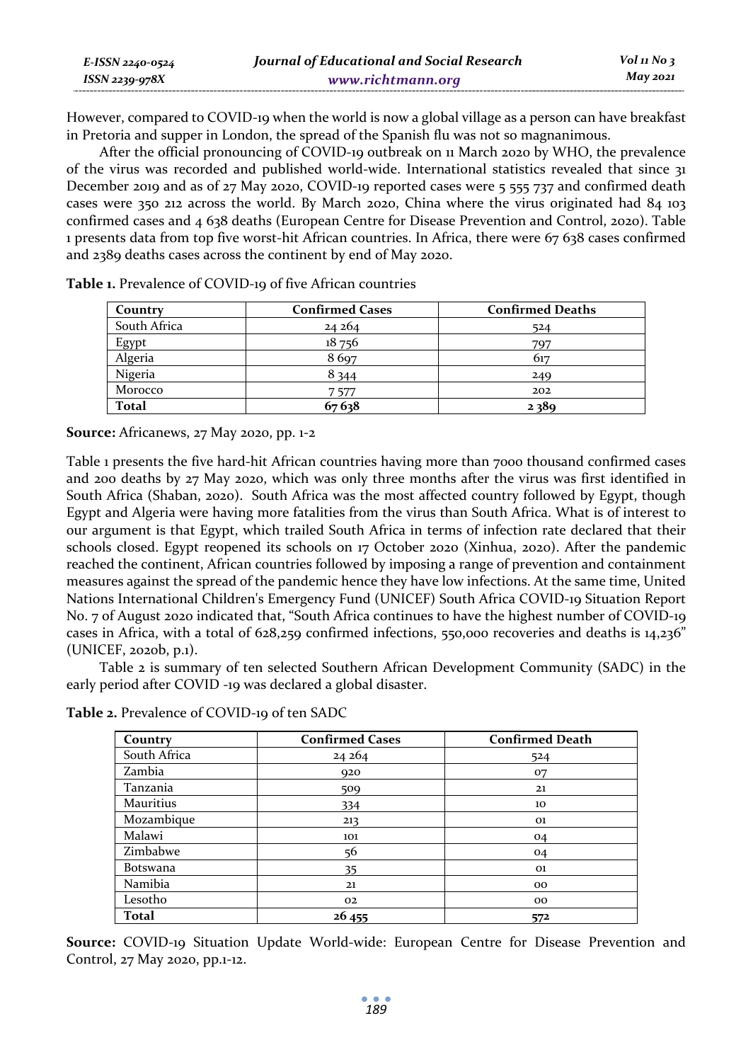However, compared to COVID-19 when the world is now a global village as a person can have breakfast in Pretoria and supper in London, the spread of the Spanish flu was not so magnanimous.

After the official pronouncing of COVID-19 outbreak on 11 March 2020 by WHO, the prevalence of the virus was recorded and published world-wide. International statistics revealed that since 31 December 2019 and as of 27 May 2020, COVID-19 reported cases were 5 555 737 and confirmed death cases were 350 212 across the world. By March 2020, China where the virus originated had 84 103 confirmed cases and 4 638 deaths (European Centre for Disease Prevention and Control, 2020). Table 1 presents data from top five worst-hit African countries. In Africa, there were 67 638 cases confirmed and 2389 deaths cases across the continent by end of May 2020.

**Table 1.** Prevalence of COVID-19 of five African countries

| Country | Confirmed Cases | Confirmed Deaths |
|---|---|---|
| South Africa | 24 264 | 524 |
| Egypt | 18 756 | 797 |
| Algeria | 8 697 | 617 |
| Nigeria | 8 344 | 249 |
| Morocco | 7 577 | 202 |
| **Total** | **67 638** | **2 389** |

**Source:** Africanews, 27 May 2020, pp. 1-2

Table 1 presents the five hard-hit African countries having more than 7000 thousand confirmed cases and 200 deaths by 27 May 2020, which was only three months after the virus was first identified in South Africa (Shaban, 2020). South Africa was the most affected country followed by Egypt, though Egypt and Algeria were having more fatalities from the virus than South Africa. What is of interest to our argument is that Egypt, which trailed South Africa in terms of infection rate declared that their schools closed. Egypt reopened its schools on 17 October 2020 (Xinhua, 2020). After the pandemic reached the continent, African countries followed by imposing a range of prevention and containment measures against the spread of the pandemic hence they have low infections. At the same time, United Nations International Children's Emergency Fund (UNICEF) South Africa COVID-19 Situation Report No. 7 of August 2020 indicated that, "South Africa continues to have the highest number of COVID-19 cases in Africa, with a total of 628,259 confirmed infections, 550,000 recoveries and deaths is 14,236" (UNICEF, 2020b, p.1).

Table 2 is summary of ten selected Southern African Development Community (SADC) in the early period after COVID -19 was declared a global disaster.

**Table 2.** Prevalence of COVID-19 of ten SADC

| Country | Confirmed Cases | Confirmed Death |
|---|---|---|
| South Africa | 24 264 | 524 |
| Zambia | 920 | 07 |
| Tanzania | 509 | 21 |
| Mauritius | 334 | 10 |
| Mozambique | 213 | 01 |
| Malawi | 101 | 04 |
| Zimbabwe | 56 | 04 |
| Botswana | 35 | 01 |
| Namibia | 21 | 00 |
| Lesotho | 02 | 00 |
| **Total** | **26 455** | **572** |

**Source:** COVID-19 Situation Update World-wide: European Centre for Disease Prevention and Control, 27 May 2020, pp.1-12.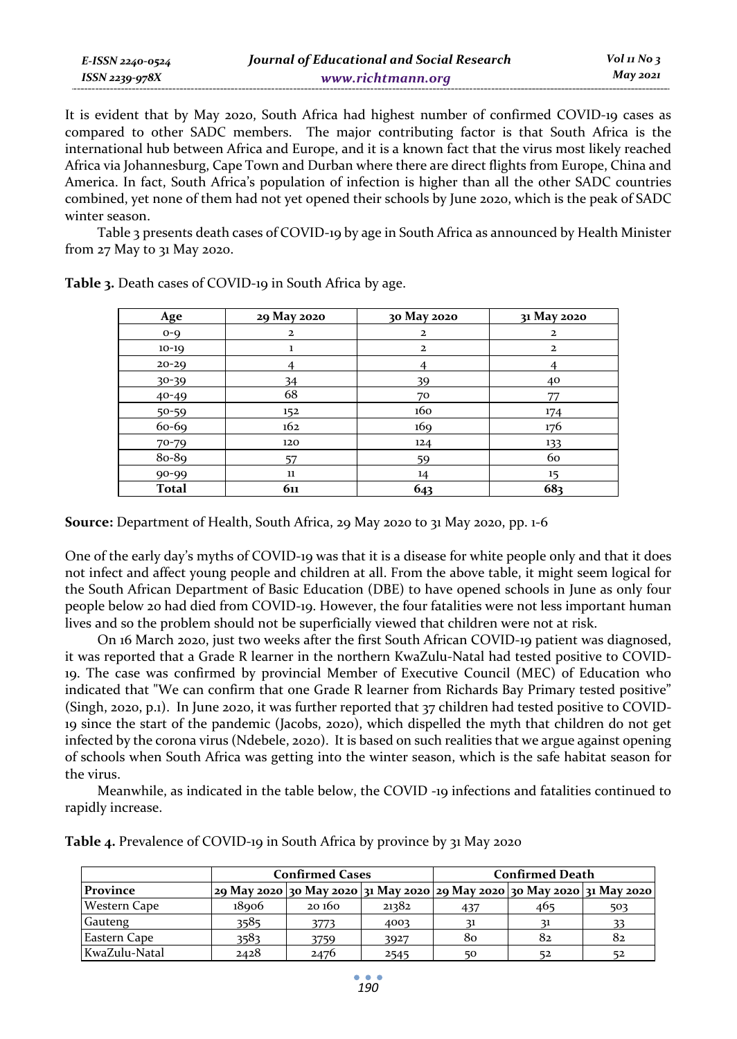It is evident that by May 2020, South Africa had highest number of confirmed COVID-19 cases as compared to other SADC members. The major contributing factor is that South Africa is the international hub between Africa and Europe, and it is a known fact that the virus most likely reached Africa via Johannesburg, Cape Town and Durban where there are direct flights from Europe, China and America. In fact, South Africa's population of infection is higher than all the other SADC countries combined, yet none of them had not yet opened their schools by June 2020, which is the peak of SADC winter season.

Table 3 presents death cases of COVID-19 by age in South Africa as announced by Health Minister from 27 May to 31 May 2020.

**Table 3.** Death cases of COVID-19 in South Africa by age.

| Age | 29 May 2020 | 30 May 2020 | 31 May 2020 |
|---|---|---|---|
| 0-9 | 2 | 2 | 2 |
| 10-19 | 1 | 2 | 2 |
| 20-29 | 4 | 4 | 4 |
| 30-39 | 34 | 39 | 40 |
| 40-49 | 68 | 70 | 77 |
| 50-59 | 152 | 160 | 174 |
| 60-69 | 162 | 169 | 176 |
| 70-79 | 120 | 124 | 133 |
| 80-89 | 57 | 59 | 60 |
| 90-99 | 11 | 14 | 15 |
| **Total** | **611** | **643** | **683** |

**Source:** Department of Health, South Africa, 29 May 2020 to 31 May 2020, pp. 1-6

One of the early day's myths of COVID-19 was that it is a disease for white people only and that it does not infect and affect young people and children at all. From the above table, it might seem logical for the South African Department of Basic Education (DBE) to have opened schools in June as only four people below 20 had died from COVID-19. However, the four fatalities were not less important human lives and so the problem should not be superficially viewed that children were not at risk.

On 16 March 2020, just two weeks after the first South African COVID-19 patient was diagnosed, it was reported that a Grade R learner in the northern KwaZulu-Natal had tested positive to COVID-19. The case was confirmed by provincial Member of Executive Council (MEC) of Education who indicated that "We can confirm that one Grade R learner from Richards Bay Primary tested positive" (Singh, 2020, p.1). In June 2020, it was further reported that 37 children had tested positive to COVID-19 since the start of the pandemic (Jacobs, 2020), which dispelled the myth that children do not get infected by the corona virus (Ndebele, 2020). It is based on such realities that we argue against opening of schools when South Africa was getting into the winter season, which is the safe habitat season for the virus.

Meanwhile, as indicated in the table below, the COVID -19 infections and fatalities continued to rapidly increase.

**Table 4.** Prevalence of COVID-19 in South Africa by province by 31 May 2020

| | Confirmed Cases | | | Confirmed Death | | |
|---|---|---|---|---|---|---|
| **Province** | **29 May 2020** | **30 May 2020** | **31 May 2020** | **29 May 2020** | **30 May 2020** | **31 May 2020** |
| Western Cape | 18906 | 20 160 | 21382 | 437 | 465 | 503 |
| Gauteng | 3585 | 3773 | 4003 | 31 | 31 | 33 |
| Eastern Cape | 3583 | 3759 | 3927 | 80 | 82 | 82 |
| KwaZulu-Natal | 2428 | 2476 | 2545 | 50 | 52 | 52 |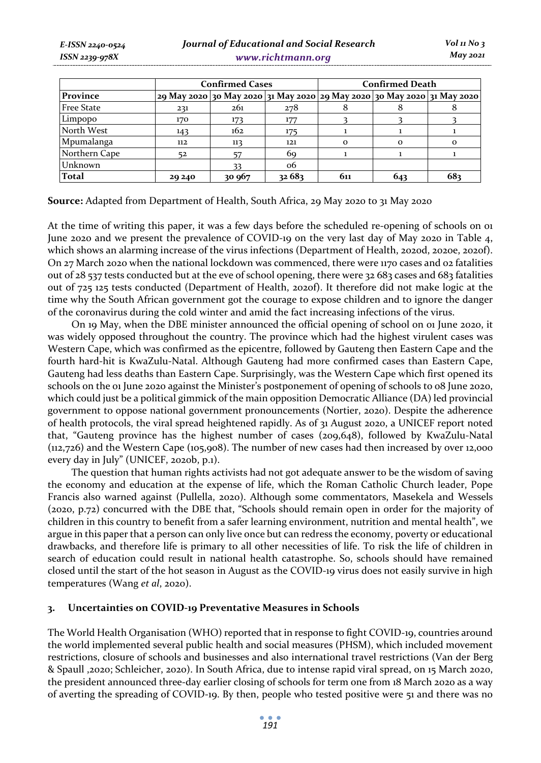| | Confirmed Cases | | | Confirmed Death | | |
|---|---|---|---|---|---|---|
| **Province** | 29 May 2020 | 30 May 2020 | 31 May 2020 | 29 May 2020 | 30 May 2020 | 31 May 2020 |
| Free State | 231 | 261 | 278 | 8 | 8 | 8 |
| Limpopo | 170 | 173 | 177 | 3 | 3 | 3 |
| North West | 143 | 162 | 175 | 1 | 1 | 1 |
| Mpumalanga | 112 | 113 | 121 | 0 | 0 | 0 |
| Northern Cape | 52 | 57 | 69 | 1 | 1 | 1 |
| Unknown | | 33 | 06 | | | |
| **Total** | **29 240** | **30 967** | **32 683** | **611** | **643** | **683** |

**Source:** Adapted from Department of Health, South Africa, 29 May 2020 to 31 May 2020

At the time of writing this paper, it was a few days before the scheduled re-opening of schools on 01 June 2020 and we present the prevalence of COVID-19 on the very last day of May 2020 in Table 4, which shows an alarming increase of the virus infections (Department of Health, 2020d, 2020e, 2020f). On 27 March 2020 when the national lockdown was commenced, there were 1170 cases and 02 fatalities out of 28 537 tests conducted but at the eve of school opening, there were 32 683 cases and 683 fatalities out of 725 125 tests conducted (Department of Health, 2020f). It therefore did not make logic at the time why the South African government got the courage to expose children and to ignore the danger of the coronavirus during the cold winter and amid the fact increasing infections of the virus.

On 19 May, when the DBE minister announced the official opening of school on 01 June 2020, it was widely opposed throughout the country. The province which had the highest virulent cases was Western Cape, which was confirmed as the epicentre, followed by Gauteng then Eastern Cape and the fourth hard-hit is KwaZulu-Natal. Although Gauteng had more confirmed cases than Eastern Cape, Gauteng had less deaths than Eastern Cape. Surprisingly, was the Western Cape which first opened its schools on the 01 June 2020 against the Minister's postponement of opening of schools to 08 June 2020, which could just be a political gimmick of the main opposition Democratic Alliance (DA) led provincial government to oppose national government pronouncements (Nortier, 2020). Despite the adherence of health protocols, the viral spread heightened rapidly. As of 31 August 2020, a UNICEF report noted that, "Gauteng province has the highest number of cases (209,648), followed by KwaZulu-Natal (112,726) and the Western Cape (105,908). The number of new cases had then increased by over 12,000 every day in July" (UNICEF, 2020b, p.1).

The question that human rights activists had not got adequate answer to be the wisdom of saving the economy and education at the expense of life, which the Roman Catholic Church leader, Pope Francis also warned against (Pullella, 2020). Although some commentators, Masekela and Wessels (2020, p.72) concurred with the DBE that, "Schools should remain open in order for the majority of children in this country to benefit from a safer learning environment, nutrition and mental health", we argue in this paper that a person can only live once but can redress the economy, poverty or educational drawbacks, and therefore life is primary to all other necessities of life. To risk the life of children in search of education could result in national health catastrophe. So, schools should have remained closed until the start of the hot season in August as the COVID-19 virus does not easily survive in high temperatures (Wang *et al*, 2020).

## 3. Uncertainties on COVID-19 Preventative Measures in Schools

The World Health Organisation (WHO) reported that in response to fight COVID-19, countries around the world implemented several public health and social measures (PHSM), which included movement restrictions, closure of schools and businesses and also international travel restrictions (Van der Berg & Spaull ,2020; Schleicher, 2020). In South Africa, due to intense rapid viral spread, on 15 March 2020, the president announced three-day earlier closing of schools for term one from 18 March 2020 as a way of averting the spreading of COVID-19. By then, people who tested positive were 51 and there was no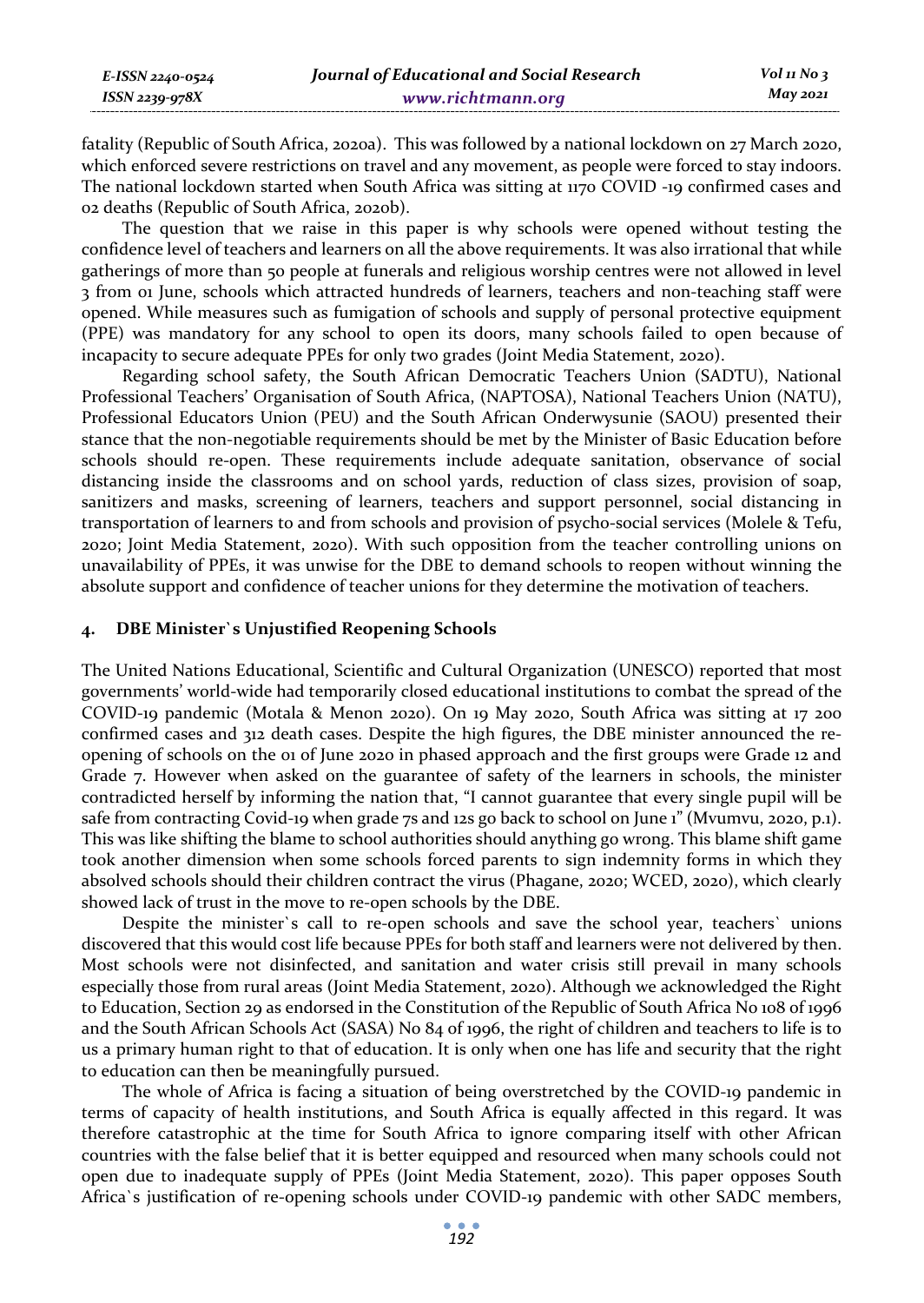fatality (Republic of South Africa, 2020a). This was followed by a national lockdown on 27 March 2020, which enforced severe restrictions on travel and any movement, as people were forced to stay indoors. The national lockdown started when South Africa was sitting at 1170 COVID -19 confirmed cases and 02 deaths (Republic of South Africa, 2020b).

The question that we raise in this paper is why schools were opened without testing the confidence level of teachers and learners on all the above requirements. It was also irrational that while gatherings of more than 50 people at funerals and religious worship centres were not allowed in level 3 from 01 June, schools which attracted hundreds of learners, teachers and non-teaching staff were opened. While measures such as fumigation of schools and supply of personal protective equipment (PPE) was mandatory for any school to open its doors, many schools failed to open because of incapacity to secure adequate PPEs for only two grades (Joint Media Statement, 2020).

Regarding school safety, the South African Democratic Teachers Union (SADTU), National Professional Teachers' Organisation of South Africa, (NAPTOSA), National Teachers Union (NATU), Professional Educators Union (PEU) and the South African Onderwysunie (SAOU) presented their stance that the non-negotiable requirements should be met by the Minister of Basic Education before schools should re-open. These requirements include adequate sanitation, observance of social distancing inside the classrooms and on school yards, reduction of class sizes, provision of soap, sanitizers and masks, screening of learners, teachers and support personnel, social distancing in transportation of learners to and from schools and provision of psycho-social services (Molele & Tefu, 2020; Joint Media Statement, 2020). With such opposition from the teacher controlling unions on unavailability of PPEs, it was unwise for the DBE to demand schools to reopen without winning the absolute support and confidence of teacher unions for they determine the motivation of teachers.

## 4. DBE Minister`s Unjustified Reopening Schools

The United Nations Educational, Scientific and Cultural Organization (UNESCO) reported that most governments' world-wide had temporarily closed educational institutions to combat the spread of the COVID-19 pandemic (Motala & Menon 2020). On 19 May 2020, South Africa was sitting at 17 200 confirmed cases and 312 death cases. Despite the high figures, the DBE minister announced the re-opening of schools on the 01 of June 2020 in phased approach and the first groups were Grade 12 and Grade 7. However when asked on the guarantee of safety of the learners in schools, the minister contradicted herself by informing the nation that, "I cannot guarantee that every single pupil will be safe from contracting Covid-19 when grade 7s and 12s go back to school on June 1" (Mvumvu, 2020, p.1). This was like shifting the blame to school authorities should anything go wrong. This blame shift game took another dimension when some schools forced parents to sign indemnity forms in which they absolved schools should their children contract the virus (Phagane, 2020; WCED, 2020), which clearly showed lack of trust in the move to re-open schools by the DBE.

Despite the minister`s call to re-open schools and save the school year, teachers` unions discovered that this would cost life because PPEs for both staff and learners were not delivered by then. Most schools were not disinfected, and sanitation and water crisis still prevail in many schools especially those from rural areas (Joint Media Statement, 2020). Although we acknowledged the Right to Education, Section 29 as endorsed in the Constitution of the Republic of South Africa No 108 of 1996 and the South African Schools Act (SASA) No 84 of 1996, the right of children and teachers to life is to us a primary human right to that of education. It is only when one has life and security that the right to education can then be meaningfully pursued.

The whole of Africa is facing a situation of being overstretched by the COVID-19 pandemic in terms of capacity of health institutions, and South Africa is equally affected in this regard. It was therefore catastrophic at the time for South Africa to ignore comparing itself with other African countries with the false belief that it is better equipped and resourced when many schools could not open due to inadequate supply of PPEs (Joint Media Statement, 2020). This paper opposes South Africa`s justification of re-opening schools under COVID-19 pandemic with other SADC members,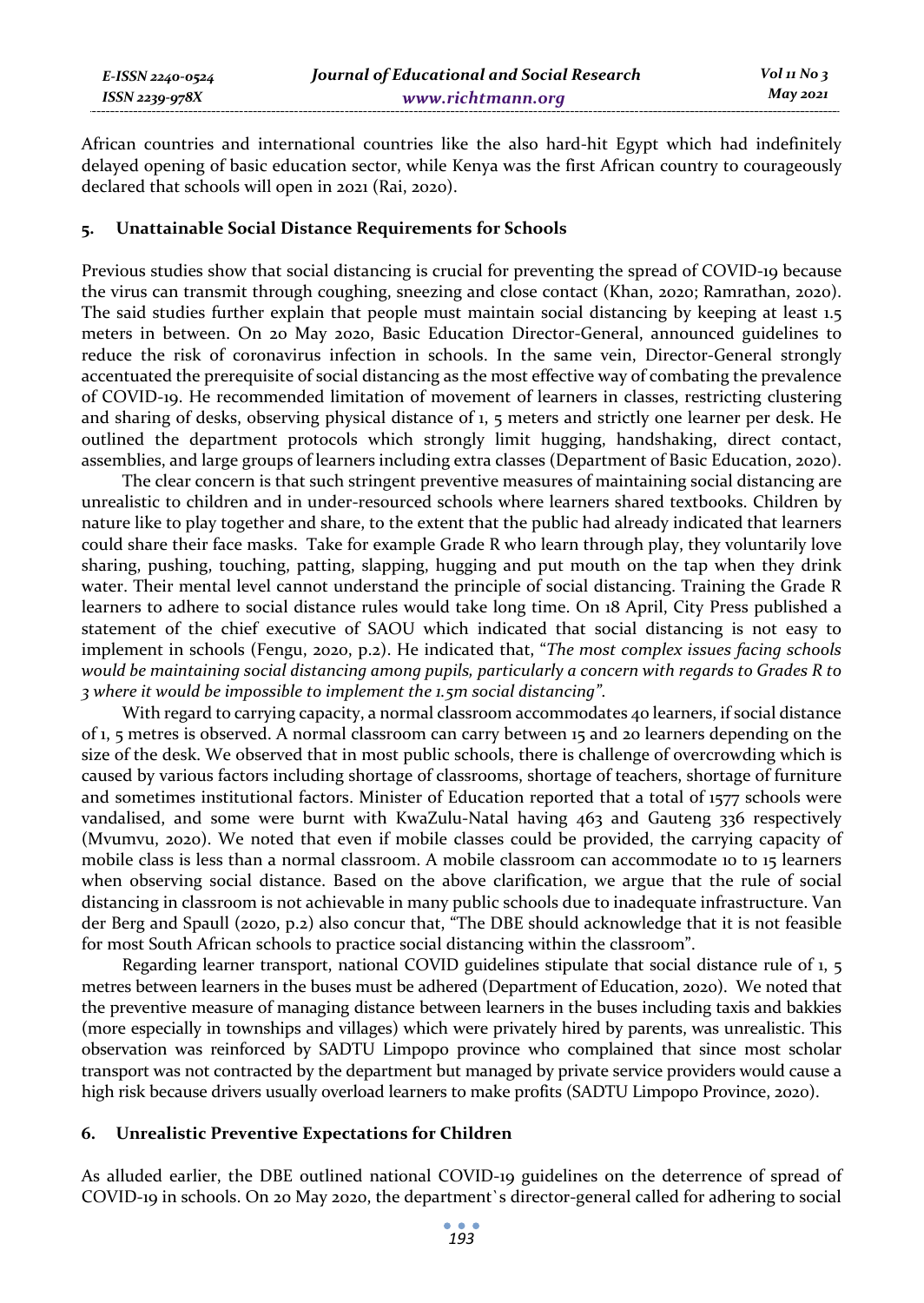African countries and international countries like the also hard-hit Egypt which had indefinitely delayed opening of basic education sector, while Kenya was the first African country to courageously declared that schools will open in 2021 (Rai, 2020).

## 5. Unattainable Social Distance Requirements for Schools

Previous studies show that social distancing is crucial for preventing the spread of COVID-19 because the virus can transmit through coughing, sneezing and close contact (Khan, 2020; Ramrathan, 2020). The said studies further explain that people must maintain social distancing by keeping at least 1.5 meters in between. On 20 May 2020, Basic Education Director-General, announced guidelines to reduce the risk of coronavirus infection in schools. In the same vein, Director-General strongly accentuated the prerequisite of social distancing as the most effective way of combating the prevalence of COVID-19. He recommended limitation of movement of learners in classes, restricting clustering and sharing of desks, observing physical distance of 1, 5 meters and strictly one learner per desk. He outlined the department protocols which strongly limit hugging, handshaking, direct contact, assemblies, and large groups of learners including extra classes (Department of Basic Education, 2020).

The clear concern is that such stringent preventive measures of maintaining social distancing are unrealistic to children and in under-resourced schools where learners shared textbooks. Children by nature like to play together and share, to the extent that the public had already indicated that learners could share their face masks. Take for example Grade R who learn through play, they voluntarily love sharing, pushing, touching, patting, slapping, hugging and put mouth on the tap when they drink water. Their mental level cannot understand the principle of social distancing. Training the Grade R learners to adhere to social distance rules would take long time. On 18 April, City Press published a statement of the chief executive of SAOU which indicated that social distancing is not easy to implement in schools (Fengu, 2020, p.2). He indicated that, "*The most complex issues facing schools would be maintaining social distancing among pupils, particularly a concern with regards to Grades R to 3 where it would be impossible to implement the 1.5m social distancing".*

With regard to carrying capacity, a normal classroom accommodates 40 learners, if social distance of 1, 5 metres is observed. A normal classroom can carry between 15 and 20 learners depending on the size of the desk. We observed that in most public schools, there is challenge of overcrowding which is caused by various factors including shortage of classrooms, shortage of teachers, shortage of furniture and sometimes institutional factors. Minister of Education reported that a total of 1577 schools were vandalised, and some were burnt with KwaZulu-Natal having 463 and Gauteng 336 respectively (Mvumvu, 2020). We noted that even if mobile classes could be provided, the carrying capacity of mobile class is less than a normal classroom. A mobile classroom can accommodate 10 to 15 learners when observing social distance. Based on the above clarification, we argue that the rule of social distancing in classroom is not achievable in many public schools due to inadequate infrastructure. Van der Berg and Spaull (2020, p.2) also concur that, "The DBE should acknowledge that it is not feasible for most South African schools to practice social distancing within the classroom".

Regarding learner transport, national COVID guidelines stipulate that social distance rule of 1, 5 metres between learners in the buses must be adhered (Department of Education, 2020). We noted that the preventive measure of managing distance between learners in the buses including taxis and bakkies (more especially in townships and villages) which were privately hired by parents, was unrealistic. This observation was reinforced by SADTU Limpopo province who complained that since most scholar transport was not contracted by the department but managed by private service providers would cause a high risk because drivers usually overload learners to make profits (SADTU Limpopo Province, 2020).

## 6. Unrealistic Preventive Expectations for Children

As alluded earlier, the DBE outlined national COVID-19 guidelines on the deterrence of spread of COVID-19 in schools. On 20 May 2020, the department`s director-general called for adhering to social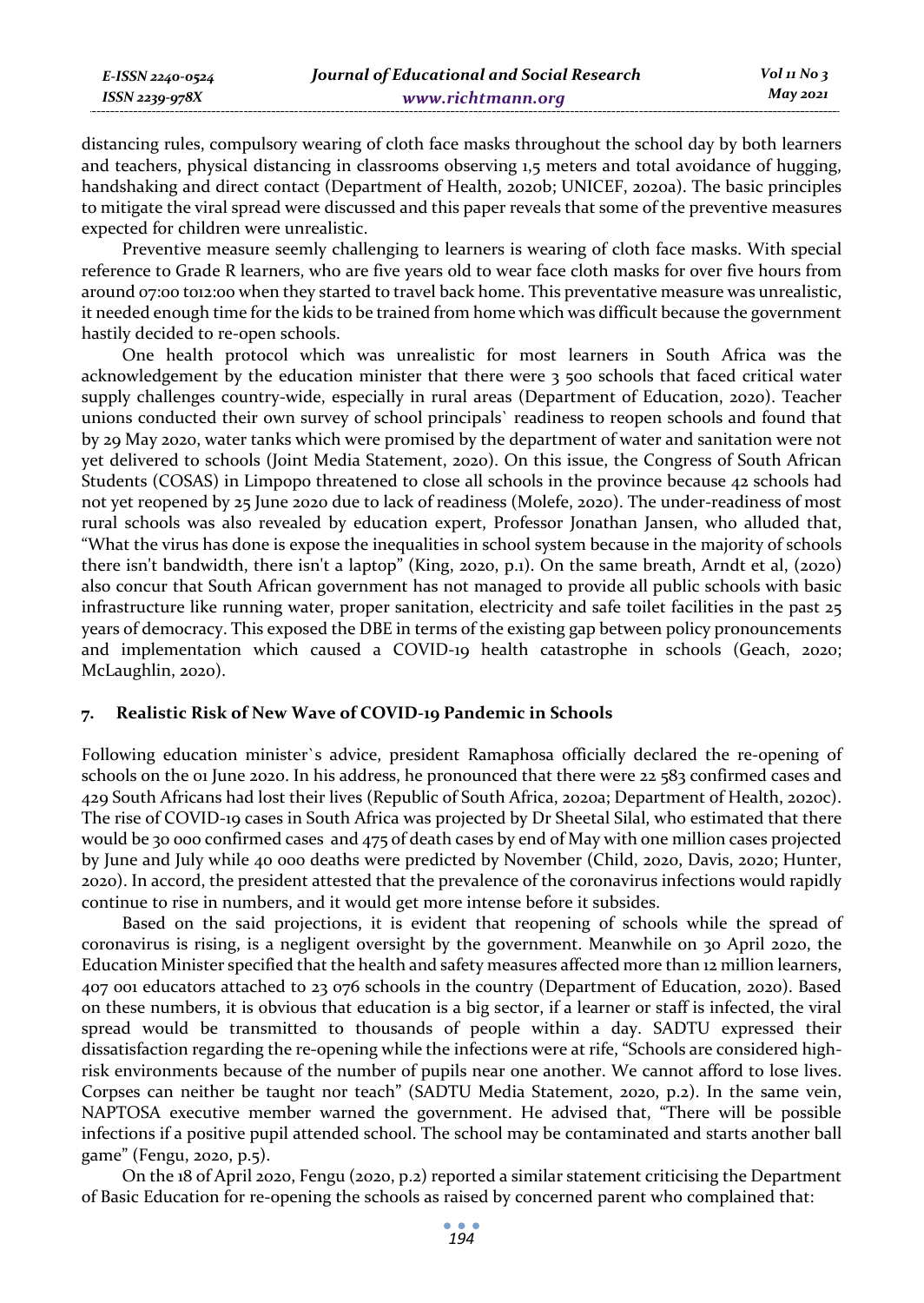distancing rules, compulsory wearing of cloth face masks throughout the school day by both learners and teachers, physical distancing in classrooms observing 1,5 meters and total avoidance of hugging, handshaking and direct contact (Department of Health, 2020b; UNICEF, 2020a). The basic principles to mitigate the viral spread were discussed and this paper reveals that some of the preventive measures expected for children were unrealistic.

Preventive measure seemly challenging to learners is wearing of cloth face masks. With special reference to Grade R learners, who are five years old to wear face cloth masks for over five hours from around 07:00 to12:00 when they started to travel back home. This preventative measure was unrealistic, it needed enough time for the kids to be trained from home which was difficult because the government hastily decided to re-open schools.

One health protocol which was unrealistic for most learners in South Africa was the acknowledgement by the education minister that there were 3 500 schools that faced critical water supply challenges country-wide, especially in rural areas (Department of Education, 2020). Teacher unions conducted their own survey of school principals` readiness to reopen schools and found that by 29 May 2020, water tanks which were promised by the department of water and sanitation were not yet delivered to schools (Joint Media Statement, 2020). On this issue, the Congress of South African Students (COSAS) in Limpopo threatened to close all schools in the province because 42 schools had not yet reopened by 25 June 2020 due to lack of readiness (Molefe, 2020). The under-readiness of most rural schools was also revealed by education expert, Professor Jonathan Jansen, who alluded that, "What the virus has done is expose the inequalities in school system because in the majority of schools there isn't bandwidth, there isn't a laptop" (King, 2020, p.1). On the same breath, Arndt et al, (2020) also concur that South African government has not managed to provide all public schools with basic infrastructure like running water, proper sanitation, electricity and safe toilet facilities in the past 25 years of democracy. This exposed the DBE in terms of the existing gap between policy pronouncements and implementation which caused a COVID-19 health catastrophe in schools (Geach, 2020; McLaughlin, 2020).

## 7. Realistic Risk of New Wave of COVID-19 Pandemic in Schools

Following education minister`s advice, president Ramaphosa officially declared the re-opening of schools on the 01 June 2020. In his address, he pronounced that there were 22 583 confirmed cases and 429 South Africans had lost their lives (Republic of South Africa, 2020a; Department of Health, 2020c). The rise of COVID-19 cases in South Africa was projected by Dr Sheetal Silal, who estimated that there would be 30 000 confirmed cases and 475 of death cases by end of May with one million cases projected by June and July while 40 000 deaths were predicted by November (Child, 2020, Davis, 2020; Hunter, 2020). In accord, the president attested that the prevalence of the coronavirus infections would rapidly continue to rise in numbers, and it would get more intense before it subsides.

Based on the said projections, it is evident that reopening of schools while the spread of coronavirus is rising, is a negligent oversight by the government. Meanwhile on 30 April 2020, the Education Minister specified that the health and safety measures affected more than 12 million learners, 407 001 educators attached to 23 076 schools in the country (Department of Education, 2020). Based on these numbers, it is obvious that education is a big sector, if a learner or staff is infected, the viral spread would be transmitted to thousands of people within a day. SADTU expressed their dissatisfaction regarding the re-opening while the infections were at rife, "Schools are considered high-risk environments because of the number of pupils near one another. We cannot afford to lose lives. Corpses can neither be taught nor teach" (SADTU Media Statement, 2020, p.2). In the same vein, NAPTOSA executive member warned the government. He advised that, "There will be possible infections if a positive pupil attended school. The school may be contaminated and starts another ball game" (Fengu, 2020, p.5).

On the 18 of April 2020, Fengu (2020, p.2) reported a similar statement criticising the Department of Basic Education for re-opening the schools as raised by concerned parent who complained that: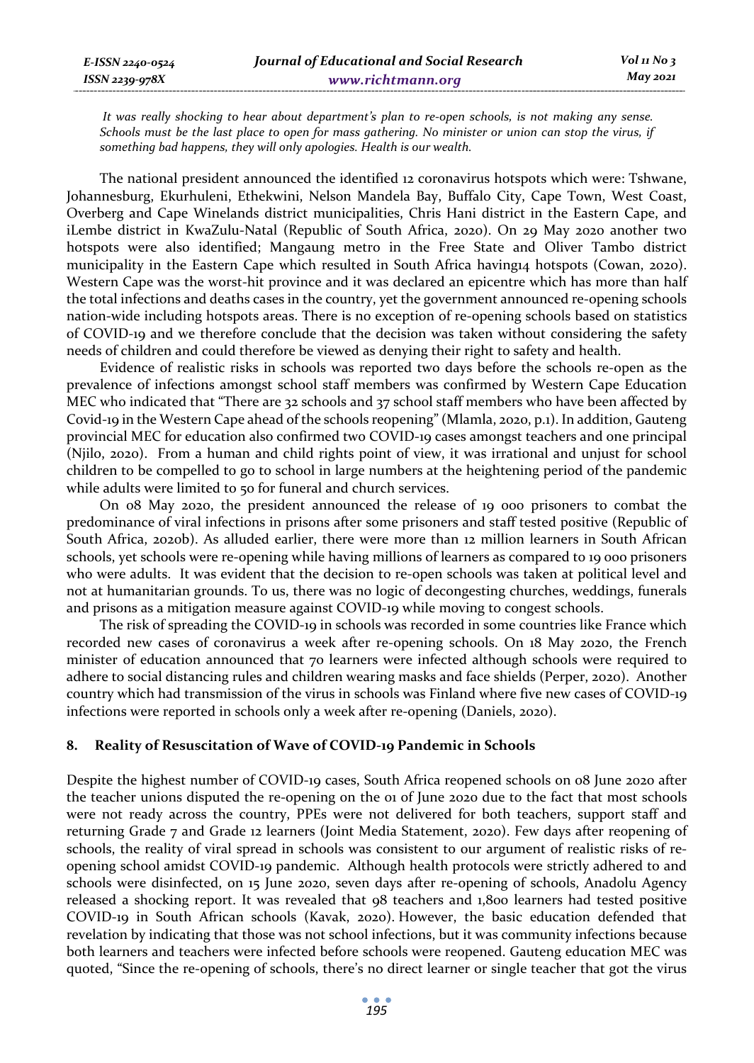*It was really shocking to hear about department's plan to re-open schools, is not making any sense. Schools must be the last place to open for mass gathering. No minister or union can stop the virus, if something bad happens, they will only apologies. Health is our wealth.*

The national president announced the identified 12 coronavirus hotspots which were: Tshwane, Johannesburg, Ekurhuleni, Ethekwini, Nelson Mandela Bay, Buffalo City, Cape Town, West Coast, Overberg and Cape Winelands district municipalities, Chris Hani district in the Eastern Cape, and iLembe district in KwaZulu-Natal (Republic of South Africa, 2020). On 29 May 2020 another two hotspots were also identified; Mangaung metro in the Free State and Oliver Tambo district municipality in the Eastern Cape which resulted in South Africa having14 hotspots (Cowan, 2020). Western Cape was the worst-hit province and it was declared an epicentre which has more than half the total infections and deaths cases in the country, yet the government announced re-opening schools nation-wide including hotspots areas. There is no exception of re-opening schools based on statistics of COVID-19 and we therefore conclude that the decision was taken without considering the safety needs of children and could therefore be viewed as denying their right to safety and health.

Evidence of realistic risks in schools was reported two days before the schools re-open as the prevalence of infections amongst school staff members was confirmed by Western Cape Education MEC who indicated that "There are 32 schools and 37 school staff members who have been affected by Covid-19 in the Western Cape ahead of the schools reopening" (Mlamla, 2020, p.1). In addition, Gauteng provincial MEC for education also confirmed two COVID-19 cases amongst teachers and one principal (Njilo, 2020). From a human and child rights point of view, it was irrational and unjust for school children to be compelled to go to school in large numbers at the heightening period of the pandemic while adults were limited to 50 for funeral and church services.

On 08 May 2020, the president announced the release of 19 000 prisoners to combat the predominance of viral infections in prisons after some prisoners and staff tested positive (Republic of South Africa, 2020b). As alluded earlier, there were more than 12 million learners in South African schools, yet schools were re-opening while having millions of learners as compared to 19 000 prisoners who were adults. It was evident that the decision to re-open schools was taken at political level and not at humanitarian grounds. To us, there was no logic of decongesting churches, weddings, funerals and prisons as a mitigation measure against COVID-19 while moving to congest schools.

The risk of spreading the COVID-19 in schools was recorded in some countries like France which recorded new cases of coronavirus a week after re-opening schools. On 18 May 2020, the French minister of education announced that 70 learners were infected although schools were required to adhere to social distancing rules and children wearing masks and face shields (Perper, 2020). Another country which had transmission of the virus in schools was Finland where five new cases of COVID-19 infections were reported in schools only a week after re-opening (Daniels, 2020).

## 8. Reality of Resuscitation of Wave of COVID-19 Pandemic in Schools

Despite the highest number of COVID-19 cases, South Africa reopened schools on 08 June 2020 after the teacher unions disputed the re-opening on the 01 of June 2020 due to the fact that most schools were not ready across the country, PPEs were not delivered for both teachers, support staff and returning Grade 7 and Grade 12 learners (Joint Media Statement, 2020). Few days after reopening of schools, the reality of viral spread in schools was consistent to our argument of realistic risks of re-opening school amidst COVID-19 pandemic. Although health protocols were strictly adhered to and schools were disinfected, on 15 June 2020, seven days after re-opening of schools, Anadolu Agency released a shocking report. It was revealed that 98 teachers and 1,800 learners had tested positive COVID-19 in South African schools (Kavak, 2020). However, the basic education defended that revelation by indicating that those was not school infections, but it was community infections because both learners and teachers were infected before schools were reopened. Gauteng education MEC was quoted, "Since the re-opening of schools, there's no direct learner or single teacher that got the virus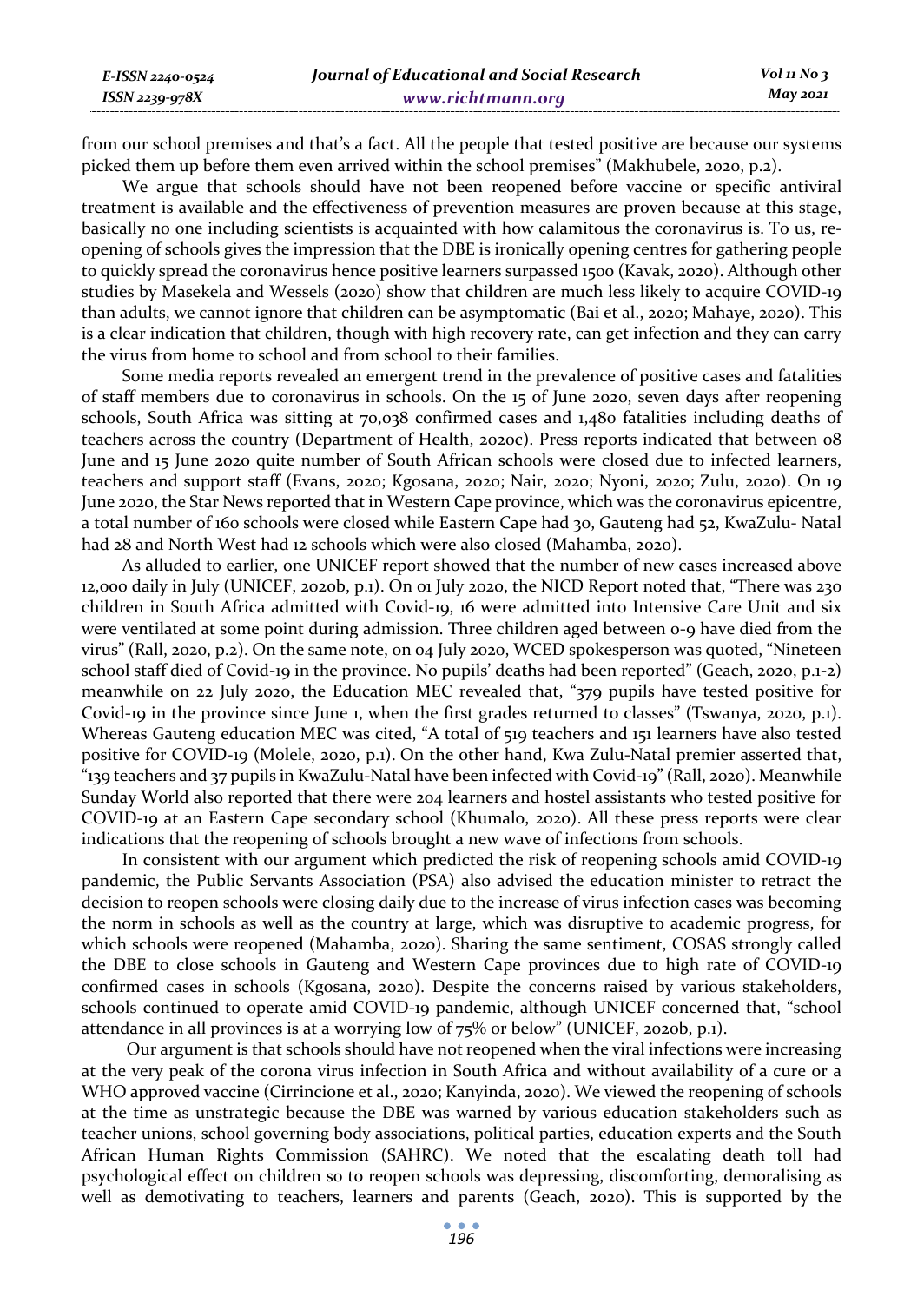from our school premises and that's a fact. All the people that tested positive are because our systems picked them up before them even arrived within the school premises" (Makhubele, 2020, p.2).

We argue that schools should have not been reopened before vaccine or specific antiviral treatment is available and the effectiveness of prevention measures are proven because at this stage, basically no one including scientists is acquainted with how calamitous the coronavirus is. To us, re-opening of schools gives the impression that the DBE is ironically opening centres for gathering people to quickly spread the coronavirus hence positive learners surpassed 1500 (Kavak, 2020). Although other studies by Masekela and Wessels (2020) show that children are much less likely to acquire COVID-19 than adults, we cannot ignore that children can be asymptomatic (Bai et al., 2020; Mahaye, 2020). This is a clear indication that children, though with high recovery rate, can get infection and they can carry the virus from home to school and from school to their families.

Some media reports revealed an emergent trend in the prevalence of positive cases and fatalities of staff members due to coronavirus in schools. On the 15 of June 2020, seven days after reopening schools, South Africa was sitting at 70,038 confirmed cases and 1,480 fatalities including deaths of teachers across the country (Department of Health, 2020c). Press reports indicated that between 08 June and 15 June 2020 quite number of South African schools were closed due to infected learners, teachers and support staff (Evans, 2020; Kgosana, 2020; Nair, 2020; Nyoni, 2020; Zulu, 2020). On 19 June 2020, the Star News reported that in Western Cape province, which was the coronavirus epicentre, a total number of 160 schools were closed while Eastern Cape had 30, Gauteng had 52, KwaZulu- Natal had 28 and North West had 12 schools which were also closed (Mahamba, 2020).

As alluded to earlier, one UNICEF report showed that the number of new cases increased above 12,000 daily in July (UNICEF, 2020b, p.1). On 01 July 2020, the NICD Report noted that, "There was 230 children in South Africa admitted with Covid-19, 16 were admitted into Intensive Care Unit and six were ventilated at some point during admission. Three children aged between 0-9 have died from the virus" (Rall, 2020, p.2). On the same note, on 04 July 2020, WCED spokesperson was quoted, "Nineteen school staff died of Covid-19 in the province. No pupils' deaths had been reported" (Geach, 2020, p.1-2) meanwhile on 22 July 2020, the Education MEC revealed that, "379 pupils have tested positive for Covid-19 in the province since June 1, when the first grades returned to classes" (Tswanya, 2020, p.1). Whereas Gauteng education MEC was cited, "A total of 519 teachers and 151 learners have also tested positive for COVID-19 (Molele, 2020, p.1). On the other hand, Kwa Zulu-Natal premier asserted that, "139 teachers and 37 pupils in KwaZulu-Natal have been infected with Covid-19" (Rall, 2020). Meanwhile Sunday World also reported that there were 204 learners and hostel assistants who tested positive for COVID-19 at an Eastern Cape secondary school (Khumalo, 2020). All these press reports were clear indications that the reopening of schools brought a new wave of infections from schools.

In consistent with our argument which predicted the risk of reopening schools amid COVID-19 pandemic, the Public Servants Association (PSA) also advised the education minister to retract the decision to reopen schools were closing daily due to the increase of virus infection cases was becoming the norm in schools as well as the country at large, which was disruptive to academic progress, for which schools were reopened (Mahamba, 2020). Sharing the same sentiment, COSAS strongly called the DBE to close schools in Gauteng and Western Cape provinces due to high rate of COVID-19 confirmed cases in schools (Kgosana, 2020). Despite the concerns raised by various stakeholders, schools continued to operate amid COVID-19 pandemic, although UNICEF concerned that, "school attendance in all provinces is at a worrying low of 75% or below" (UNICEF, 2020b, p.1).

Our argument is that schools should have not reopened when the viral infections were increasing at the very peak of the corona virus infection in South Africa and without availability of a cure or a WHO approved vaccine (Cirrincione et al., 2020; Kanyinda, 2020). We viewed the reopening of schools at the time as unstrategic because the DBE was warned by various education stakeholders such as teacher unions, school governing body associations, political parties, education experts and the South African Human Rights Commission (SAHRC). We noted that the escalating death toll had psychological effect on children so to reopen schools was depressing, discomforting, demoralising as well as demotivating to teachers, learners and parents (Geach, 2020). This is supported by the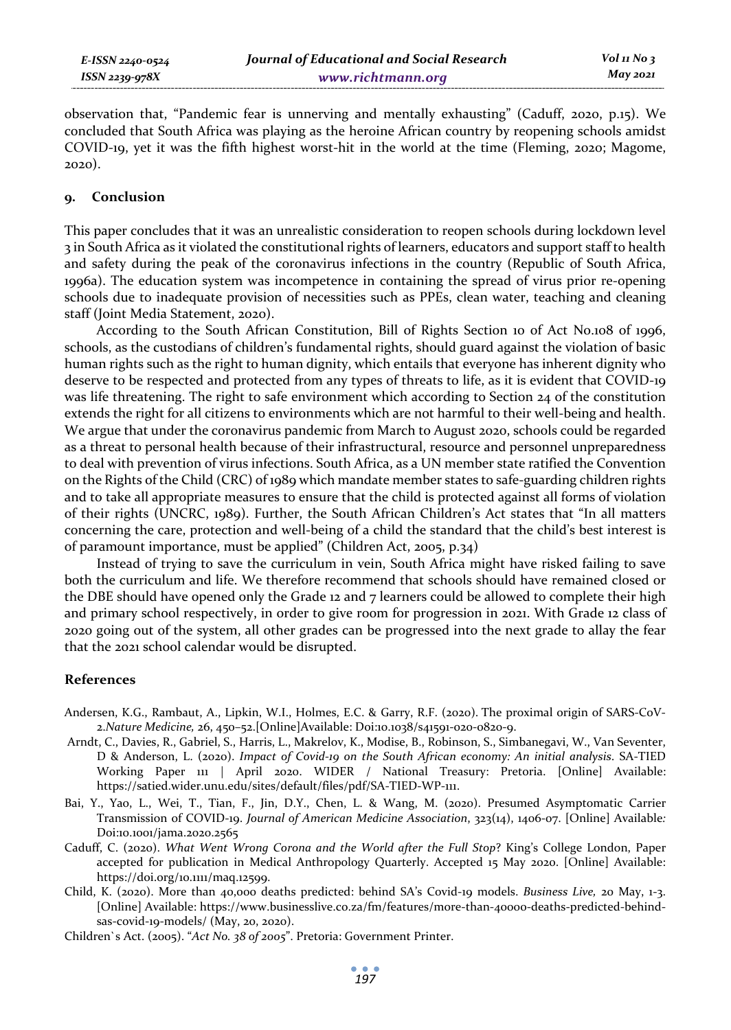observation that, "Pandemic fear is unnerving and mentally exhausting" (Caduff, 2020, p.15). We concluded that South Africa was playing as the heroine African country by reopening schools amidst COVID-19, yet it was the fifth highest worst-hit in the world at the time (Fleming, 2020; Magome, 2020).

## 9. Conclusion

This paper concludes that it was an unrealistic consideration to reopen schools during lockdown level 3 in South Africa as it violated the constitutional rights of learners, educators and support staff to health and safety during the peak of the coronavirus infections in the country (Republic of South Africa, 1996a). The education system was incompetence in containing the spread of virus prior re-opening schools due to inadequate provision of necessities such as PPEs, clean water, teaching and cleaning staff (Joint Media Statement, 2020).

According to the South African Constitution, Bill of Rights Section 10 of Act No.108 of 1996, schools, as the custodians of children's fundamental rights, should guard against the violation of basic human rights such as the right to human dignity, which entails that everyone has inherent dignity who deserve to be respected and protected from any types of threats to life, as it is evident that COVID-19 was life threatening. The right to safe environment which according to Section 24 of the constitution extends the right for all citizens to environments which are not harmful to their well-being and health. We argue that under the coronavirus pandemic from March to August 2020, schools could be regarded as a threat to personal health because of their infrastructural, resource and personnel unpreparedness to deal with prevention of virus infections. South Africa, as a UN member state ratified the Convention on the Rights of the Child (CRC) of 1989 which mandate member states to safe-guarding children rights and to take all appropriate measures to ensure that the child is protected against all forms of violation of their rights (UNCRC, 1989). Further, the South African Children's Act states that "In all matters concerning the care, protection and well-being of a child the standard that the child's best interest is of paramount importance, must be applied" (Children Act, 2005, p.34)

Instead of trying to save the curriculum in vein, South Africa might have risked failing to save both the curriculum and life. We therefore recommend that schools should have remained closed or the DBE should have opened only the Grade 12 and 7 learners could be allowed to complete their high and primary school respectively, in order to give room for progression in 2021. With Grade 12 class of 2020 going out of the system, all other grades can be progressed into the next grade to allay the fear that the 2021 school calendar would be disrupted.

## References

Andersen, K.G., Rambaut, A., Lipkin, W.I., Holmes, E.C. & Garry, R.F. (2020). The proximal origin of SARS-CoV-2.*Nature Medicine,* 26, 450–52.[Online]Available: Doi:10.1038/s41591-020-0820-9.

Arndt, C., Davies, R., Gabriel, S., Harris, L., Makrelov, K., Modise, B., Robinson, S., Simbanegavi, W., Van Seventer, D & Anderson, L. (2020). *Impact of Covid-19 on the South African economy: An initial analysis.* SA-TIED Working Paper 111 | April 2020. WIDER / National Treasury: Pretoria. [Online] Available: https://satied.wider.unu.edu/sites/default/files/pdf/SA-TIED-WP-111.

Bai, Y., Yao, L., Wei, T., Tian, F., Jin, D.Y., Chen, L. & Wang, M. (2020). Presumed Asymptomatic Carrier Transmission of COVID-19. *Journal of American Medicine Association*, 323(14), 1406-07. [Online] Available*:* Doi:10.1001/jama.2020.2565

Caduff, C. (2020). *What Went Wrong Corona and the World after the Full Stop*? King's College London, Paper accepted for publication in Medical Anthropology Quarterly. Accepted 15 May 2020. [Online] Available: https://doi.org/10.1111/maq.12599.

Child, K. (2020). More than 40,000 deaths predicted: behind SA's Covid-19 models. *Business Live,* 20 May, 1-3. [Online] Available: https://www.businesslive.co.za/fm/features/more-than-40000-deaths-predicted-behind-sas-covid-19-models/ (May, 20, 2020).

Children`s Act. (2005). "*Act No. 38 of 2005*". Pretoria: Government Printer.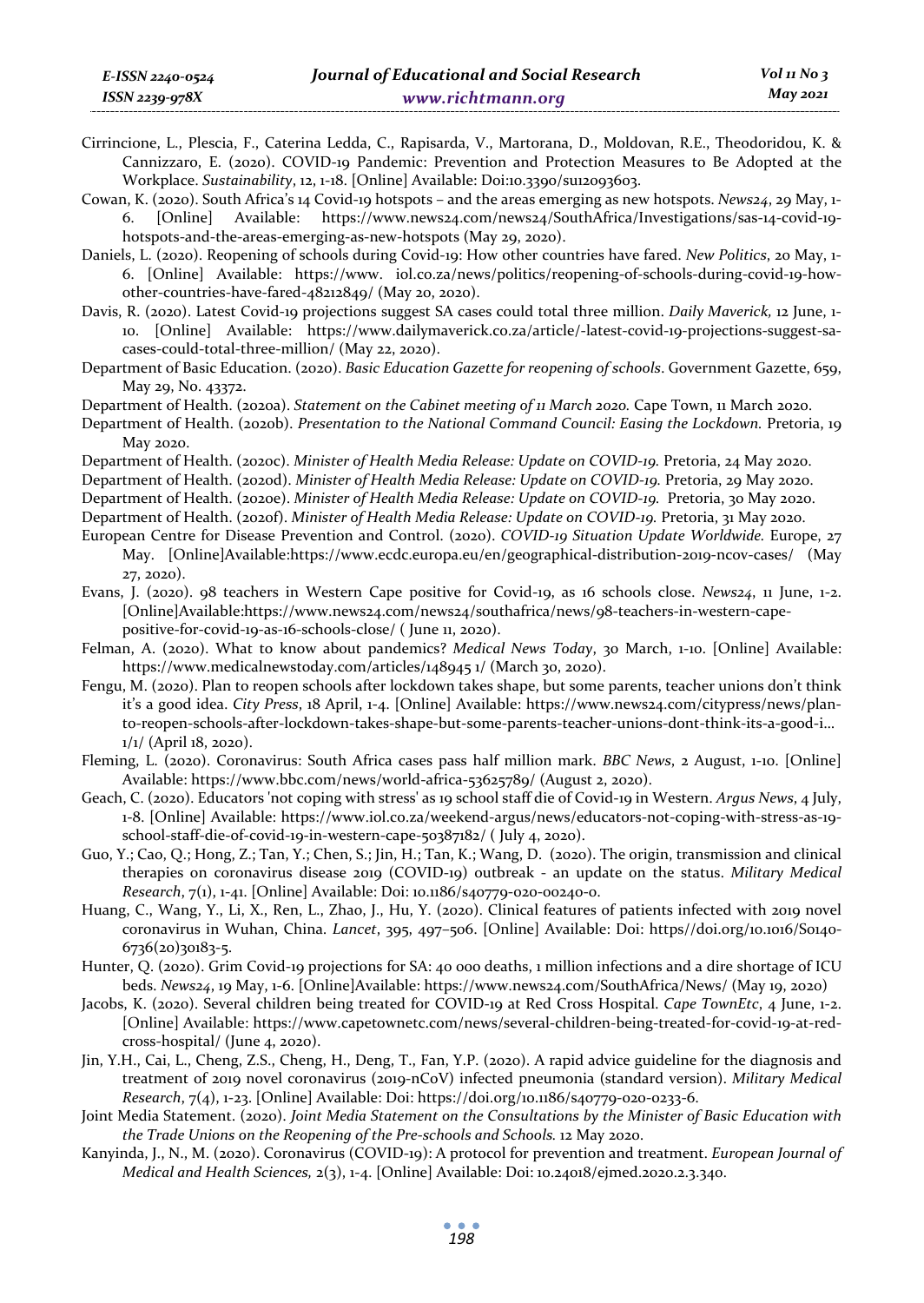Cirrincione, L., Plescia, F., Caterina Ledda, C., Rapisarda, V., Martorana, D., Moldovan, R.E., Theodoridou, K. & Cannizzaro, E. (2020). COVID-19 Pandemic: Prevention and Protection Measures to Be Adopted at the Workplace. *Sustainability*, 12, 1-18. [Online] Available: Doi:10.3390/su12093603.

Cowan, K. (2020). South Africa's 14 Covid-19 hotspots – and the areas emerging as new hotspots. *News24*, 29 May, 1-6. [Online] Available: https://www.news24.com/news24/SouthAfrica/Investigations/sas-14-covid-19-hotspots-and-the-areas-emerging-as-new-hotspots (May 29, 2020).

Daniels, L. (2020). Reopening of schools during Covid-19: How other countries have fared. *New Politics*, 20 May, 1-6. [Online] Available: https://www. iol.co.za/news/politics/reopening-of-schools-during-covid-19-how-other-countries-have-fared-48212849/ (May 20, 2020).

Davis, R. (2020). Latest Covid-19 projections suggest SA cases could total three million. *Daily Maverick,* 12 June, 1-10. [Online] Available: https://www.dailymaverick.co.za/article/-latest-covid-19-projections-suggest-sa-cases-could-total-three-million/ (May 22, 2020).

Department of Basic Education. (2020). *Basic Education Gazette for reopening of schools*. Government Gazette, 659, May 29, No. 43372.

Department of Health. (2020a). *Statement on the Cabinet meeting of 11 March 2020.* Cape Town, 11 March 2020.

Department of Health. (2020b). *Presentation to the National Command Council: Easing the Lockdown.* Pretoria, 19 May 2020.

Department of Health. (2020c). *Minister of Health Media Release: Update on COVID-19.* Pretoria, 24 May 2020.

Department of Health. (2020d). *Minister of Health Media Release: Update on COVID-19.* Pretoria, 29 May 2020.

Department of Health. (2020e). *Minister of Health Media Release: Update on COVID-19.* Pretoria, 30 May 2020.

Department of Health. (2020f). *Minister of Health Media Release: Update on COVID-19.* Pretoria, 31 May 2020.

European Centre for Disease Prevention and Control. (2020). *COVID-19 Situation Update Worldwide.* Europe, 27 May. [Online]Available:https://www.ecdc.europa.eu/en/geographical-distribution-2019-ncov-cases/ (May 27, 2020).

Evans, J. (2020). 98 teachers in Western Cape positive for Covid-19, as 16 schools close. *News24*, 11 June, 1-2. [Online]Available:https://www.news24.com/news24/southafrica/news/98-teachers-in-western-cape-positive-for-covid-19-as-16-schools-close/ ( June 11, 2020).

Felman, A. (2020). What to know about pandemics? *Medical News Today*, 30 March, 1-10. [Online] Available: https://www.medicalnewstoday.com/articles/148945 1/ (March 30, 2020).

Fengu, M. (2020). Plan to reopen schools after lockdown takes shape, but some parents, teacher unions don't think it's a good idea. *City Press*, 18 April, 1-4. [Online] Available: https://www.news24.com/citypress/news/plan-to-reopen-schools-after-lockdown-takes-shape-but-some-parents-teacher-unions-dont-think-its-a-good-i… 1/1/ (April 18, 2020).

Fleming, L. (2020). Coronavirus: South Africa cases pass half million mark. *BBC News*, 2 August, 1-10. [Online] Available: https://www.bbc.com/news/world-africa-53625789/ (August 2, 2020).

Geach, C. (2020). Educators 'not coping with stress' as 19 school staff die of Covid-19 in Western. *Argus News*, 4 July, 1-8. [Online] Available: https://www.iol.co.za/weekend-argus/news/educators-not-coping-with-stress-as-19-school-staff-die-of-covid-19-in-western-cape-50387182/ ( July 4, 2020).

Guo, Y.; Cao, Q.; Hong, Z.; Tan, Y.; Chen, S.; Jin, H.; Tan, K.; Wang, D. (2020). The origin, transmission and clinical therapies on coronavirus disease 2019 (COVID-19) outbreak - an update on the status. *Military Medical Research*, 7(1), 1-41. [Online] Available: Doi: 10.1186/s40779-020-00240-0.

Huang, C., Wang, Y., Li, X., Ren, L., Zhao, J., Hu, Y. (2020). Clinical features of patients infected with 2019 novel coronavirus in Wuhan, China. *Lancet*, 395, 497–506. [Online] Available: Doi: https//doi.org/10.1016/S0140-6736(20)30183-5.

Hunter, Q. (2020). Grim Covid-19 projections for SA: 40 000 deaths, 1 million infections and a dire shortage of ICU beds. *News24*, 19 May, 1-6. [Online]Available: https://www.news24.com/SouthAfrica/News/ (May 19, 2020)

Jacobs, K. (2020). Several children being treated for COVID-19 at Red Cross Hospital. *Cape TownEtc*, 4 June, 1-2. [Online] Available: https://www.capetownetc.com/news/several-children-being-treated-for-covid-19-at-red-cross-hospital/ (June 4, 2020).

Jin, Y.H., Cai, L., Cheng, Z.S., Cheng, H., Deng, T., Fan, Y.P. (2020). A rapid advice guideline for the diagnosis and treatment of 2019 novel coronavirus (2019-nCoV) infected pneumonia (standard version). *Military Medical Research*, 7(4), 1-23. [Online] Available: Doi: https://doi.org/10.1186/s40779-020-0233-6.

Joint Media Statement. (2020). *Joint Media Statement on the Consultations by the Minister of Basic Education with the Trade Unions on the Reopening of the Pre-schools and Schools.* 12 May 2020.

Kanyinda, J., N., M. (2020). Coronavirus (COVID-19): A protocol for prevention and treatment. *European Journal of Medical and Health Sciences,* 2(3), 1-4. [Online] Available: Doi: 10.24018/ejmed.2020.2.3.340.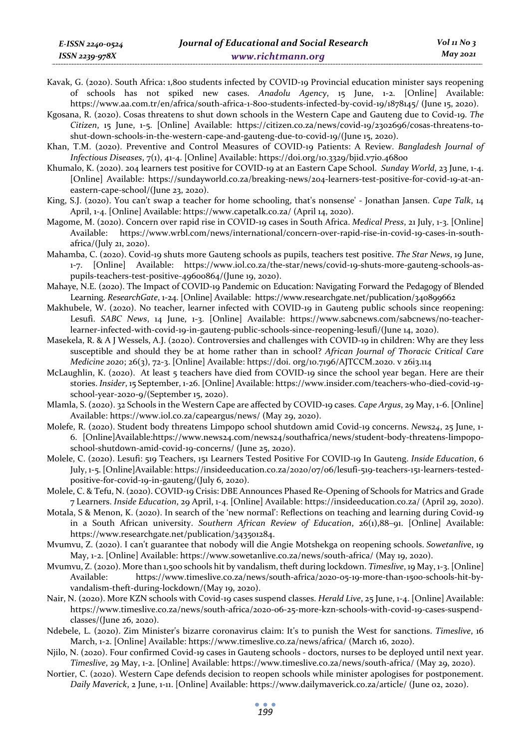Kavak, G. (2020). South Africa: 1,800 students infected by COVID-19 Provincial education minister says reopening of schools has not spiked new cases. *Anadolu Agency*, 15 June, 1-2. [Online] Available: https://www.aa.com.tr/en/africa/south-africa-1-800-students-infected-by-covid-19/1878145/ (June 15, 2020).

Kgosana, R. (2020). Cosas threatens to shut down schools in the Western Cape and Gauteng due to Covid-19. *The Citizen*, 15 June, 1-5. [Online] Available: https://citizen.co.za/news/covid-19/2302696/cosas-threatens-to-shut-down-schools-in-the-western-cape-and-gauteng-due-to-covid-19/(June 15, 2020).

Khan, T.M. (2020). Preventive and Control Measures of COVID-19 Patients: A Review. *Bangladesh Journal of Infectious Diseases*, 7(1), 41-4. [Online] Available: https://doi.org/10.3329/bjid.v7i0.46800

Khumalo, K. (2020). 204 learners test positive for COVID-19 at an Eastern Cape School. *Sunday World*, 23 June, 1-4. [Online] Available: https://sundayworld.co.za/breaking-news/204-learners-test-positive-for-covid-19-at-an-eastern-cape-school/(June 23, 2020).

King, S.J. (2020). You can't swap a teacher for home schooling, that's nonsense' - Jonathan Jansen. *Cape Talk*, 14 April, 1-4. [Online] Available: https://www.capetalk.co.za/ (April 14, 2020).

Magome, M. (2020). Concern over rapid rise in COVID-19 cases in South Africa. *Medical Press*, 21 July, 1-3. [Online] Available: https://www.wrbl.com/news/international/concern-over-rapid-rise-in-covid-19-cases-in-south-africa/(July 21, 2020).

Mahamba, C. (2020). Covid-19 shuts more Gauteng schools as pupils, teachers test positive. *The Star News*, 19 June, 1-7. [Online] Available: https://www.iol.co.za/the-star/news/covid-19-shuts-more-gauteng-schools-as-pupils-teachers-test-positive-49600864/(June 19, 2020).

Mahaye, N.E. (2020). The Impact of COVID-19 Pandemic on Education: Navigating Forward the Pedagogy of Blended Learning. *ResearchGate*, 1-24. [Online] Available: https://www.researchgate.net/publication/340899662

Makhubele, W. (2020). No teacher, learner infected with COVID-19 in Gauteng public schools since reopening: Lesufi. *SABC News*, 14 June, 1-3. [Online] Available: https://www.sabcnews.com/sabcnews/no-teacher-learner-infected-with-covid-19-in-gauteng-public-schools-since-reopening-lesufi/(June 14, 2020).

Masekela, R. & A J Wessels, A.J. (2020). Controversies and challenges with COVID-19 in children: Why are they less susceptible and should they be at home rather than in school? *African Journal of Thoracic Critical Care Medicine 2020*; 26(3), 72-3. [Online] Available: https://doi. org/10.7196/AJTCCM.2020. v 26i3.114

McLaughlin, K. (2020). At least 5 teachers have died from COVID-19 since the school year began. Here are their stories. *Insider*, 15 September, 1-26. [Online] Available: https://www.insider.com/teachers-who-died-covid-19-school-year-2020-9/(September 15, 2020).

Mlamla, S. (2020). 32 Schools in the Western Cape are affected by COVID-19 cases. *Cape Argus*, 29 May, 1-6. [Online] Available: https://www.iol.co.za/capeargus/news/ (May 29, 2020).

Molefe, R. (2020). Student body threatens Limpopo school shutdown amid Covid-19 concerns. *News24*, 25 June, 1-6. [Online]Available:https://www.news24.com/news24/southafrica/news/student-body-threatens-limpopo-school-shutdown-amid-covid-19-concerns/ (June 25, 2020).

Molele, C. (2020). Lesufi: 519 Teachers, 151 Learners Tested Positive For COVID-19 In Gauteng. *Inside Education*, 6 July, 1-5. [Online]Available: https://insideeducation.co.za/2020/07/06/lesufi-519-teachers-151-learners-tested-positive-for-covid-19-in-gauteng/(July 6, 2020).

Molele, C. & Tefu, N. (2020). COVID-19 Crisis: DBE Announces Phased Re-Opening of Schools for Matrics and Grade 7 Learners. *Inside Education*, 29 April, 1-4. [Online] Available: https://insideeducation.co.za/ (April 29, 2020).

Motala, S & Menon, K. (2020). In search of the 'new normal': Reflections on teaching and learning during Covid-19 in a South African university. *Southern African Review of Education*, 26(1),88–91. [Online] Available: https://www.researchgate.net/publication/343501284.

Mvumvu, Z. (2020). I can't guarantee that nobody will die Angie Motshekga on reopening schools. *Sowetanlive*, 19 May, 1-2. [Online] Available: https://www.sowetanlive.co.za/news/south-africa/ (May 19, 2020).

Mvumvu, Z. (2020). More than 1,500 schools hit by vandalism, theft during lockdown. *Timeslive*, 19 May, 1-3. [Online] Available: https://www.timeslive.co.za/news/south-africa/2020-05-19-more-than-1500-schools-hit-by-vandalism-theft-during-lockdown/(May 19, 2020).

Nair, N. (2020). More KZN schools with Covid-19 cases suspend classes. *Herald Live*, 25 June, 1-4. [Online] Available: https://www.timeslive.co.za/news/south-africa/2020-06-25-more-kzn-schools-with-covid-19-cases-suspend-classes/(June 26, 2020).

Ndebele, L. (2020). Zim Minister's bizarre coronavirus claim: It's to punish the West for sanctions. *Timeslive*, 16 March, 1-2. [Online] Available: https://www.timeslive.co.za/news/africa/ (March 16, 2020).

Njilo, N. (2020). Four confirmed Covid-19 cases in Gauteng schools - doctors, nurses to be deployed until next year. *Timeslive*, 29 May, 1-2. [Online] Available: https://www.timeslive.co.za/news/south-africa/ (May 29, 2020).

Nortier, C. (2020). Western Cape defends decision to reopen schools while minister apologises for postponement. *Daily Maverick*, 2 June, 1-11. [Online] Available: https://www.dailymaverick.co.za/article/ (June 02, 2020).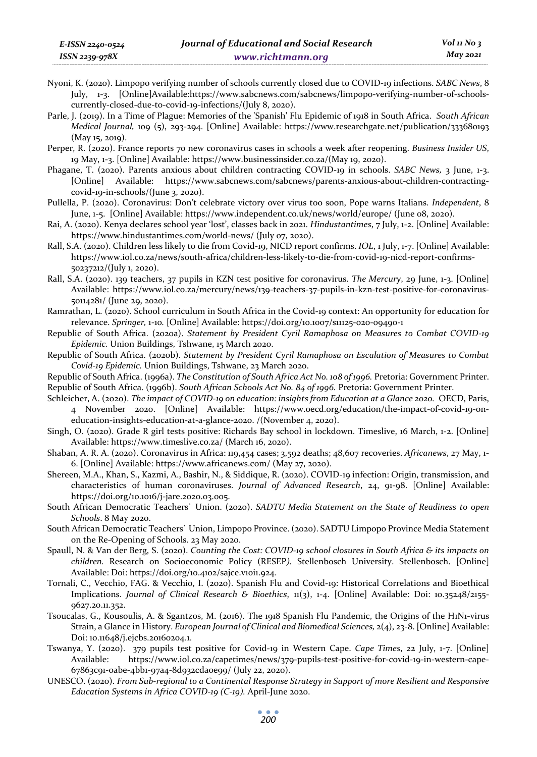Nyoni, K. (2020). Limpopo verifying number of schools currently closed due to COVID-19 infections. *SABC News*, 8 July, 1-3. [Online]Available:https://www.sabcnews.com/sabcnews/limpopo-verifying-number-of-schools-currently-closed-due-to-covid-19-infections/(July 8, 2020).

Parle, J. (2019). In a Time of Plague: Memories of the 'Spanish' Flu Epidemic of 1918 in South Africa. *South African Medical Journal,* 109 (5), 293-294. [Online] Available: https://www.researchgate.net/publication/333680193 (May 15, 2019).

Perper, R. (2020). France reports 70 new coronavirus cases in schools a week after reopening. *Business Insider US*, 19 May, 1-3. [Online] Available: https://www.businessinsider.co.za/(May 19, 2020).

Phagane, T. (2020). Parents anxious about children contracting COVID-19 in schools. *SABC News,* 3 June, 1-3. [Online] Available: https://www.sabcnews.com/sabcnews/parents-anxious-about-children-contracting-covid-19-in-schools/(June 3, 2020).

Pullella, P. (2020). Coronavirus: Don't celebrate victory over virus too soon, Pope warns Italians. *Independent*, 8 June, 1-5. [Online] Available: https://www.independent.co.uk/news/world/europe/ (June 08, 2020).

Rai, A. (2020). Kenya declares school year 'lost', classes back in 2021. *Hindustantimes*, 7 July, 1-2. [Online] Available: https://www.hindustantimes.com/world-news/ (July 07, 2020).

Rall, S.A. (2020). Children less likely to die from Covid-19, NICD report confirms. *IOL*, 1 July, 1-7. [Online] Available: https://www.iol.co.za/news/south-africa/children-less-likely-to-die-from-covid-19-nicd-report-confirms-50237212/(July 1, 2020).

Rall, S.A. (2020). 139 teachers, 37 pupils in KZN test positive for coronavirus. *The Mercury*, 29 June, 1-3. [Online] Available: https://www.iol.co.za/mercury/news/139-teachers-37-pupils-in-kzn-test-positive-for-coronavirus-50114281/ (June 29, 2020).

Ramrathan, L. (2020). School curriculum in South Africa in the Covid-19 context: An opportunity for education for relevance. *Springer,* 1-10*.* [Online] Available: https://doi.org/10.1007/s11125-020-09490-1

Republic of South Africa. (2020a). *Statement by President Cyril Ramaphosa on Measures to Combat COVID-19 Epidemic.* Union Buildings, Tshwane, 15 March 2020.

Republic of South Africa. (2020b). *Statement by President Cyril Ramaphosa on Escalation of Measures to Combat Covid-19 Epidemic.* Union Buildings, Tshwane, 23 March 2020.

Republic of South Africa. (1996a). *The Constitution of South Africa Act No. 108 of 1996.* Pretoria: Government Printer.

Republic of South Africa. (1996b). *South African Schools Act No. 84 of 1996.* Pretoria: Government Printer.

Schleicher, A. (2020). *The impact of COVID-19 on education: insights from Education at a Glance 2020.* OECD, Paris, 4 November 2020. [Online] Available: https://www.oecd.org/education/the-impact-of-covid-19-on-education-insights-education-at-a-glance-2020. /(November 4, 2020).

Singh, O. (2020). Grade R girl tests positive: Richards Bay school in lockdown. Timeslive, 16 March, 1-2. [Online] Available: https://www.timeslive.co.za/ (March 16, 2020).

Shaban, A. R. A. (2020). Coronavirus in Africa: 119,454 cases; 3,592 deaths; 48,607 recoveries. *Africanews*, 27 May, 1-6. [Online] Available: https://www.africanews.com/ (May 27, 2020).

Shereen, M.A., Khan, S., Kazmi, A., Bashir, N., & Siddique, R. (2020). COVID-19 infection: Origin, transmission, and characteristics of human coronaviruses. *Journal of Advanced Research*, 24, 91-98. [Online] Available: https://doi.org/10.1016/j-jare.2020.03.005.

South African Democratic Teachers` Union. (2020). *SADTU Media Statement on the State of Readiness to open Schools*. 8 May 2020.

South African Democratic Teachers` Union, Limpopo Province. (2020). SADTU Limpopo Province Media Statement on the Re-Opening of Schools. 23 May 2020.

Spaull, N. & Van der Berg, S. (2020). *Counting the Cost: COVID-19 school closures in South Africa & its impacts on children.* Research on Socioeconomic Policy (RESEP*).* Stellenbosch University. Stellenbosch. [Online] Available: Doi: https://doi.org/10.4102/sajce.v10i1.924.

Tornali, C., Vecchio, FAG. & Vecchio, I. (2020). Spanish Flu and Covid-19: Historical Correlations and Bioethical Implications. *Journal of Clinical Research & Bioethics*, 11(3), 1-4. [Online] Available: Doi: 10.35248/2155-9627.20.11.352.

Tsoucalas, G., Kousoulis, A. & Sgantzos, M. (2016). The 1918 Spanish Flu Pandemic, the Origins of the H1N1-virus Strain, a Glance in History. *European Journal of Clinical and Biomedical Sciences,* 2(4), 23-8. [Online] Available: Doi: 10.11648/j.ejcbs.20160204.1.

Tswanya, Y. (2020). 379 pupils test positive for Covid-19 in Western Cape. *Cape Times*, 22 July, 1-7. [Online] Available: https://www.iol.co.za/capetimes/news/379-pupils-test-positive-for-covid-19-in-western-cape-67863c91-0abe-4bb1-97a4-8d932cda0e99/ (July 22, 2020).

UNESCO. (2020). *From Sub-regional to a Continental Response Strategy in Support of more Resilient and Responsive Education Systems in Africa COVID-19 (C-19).* April-June 2020.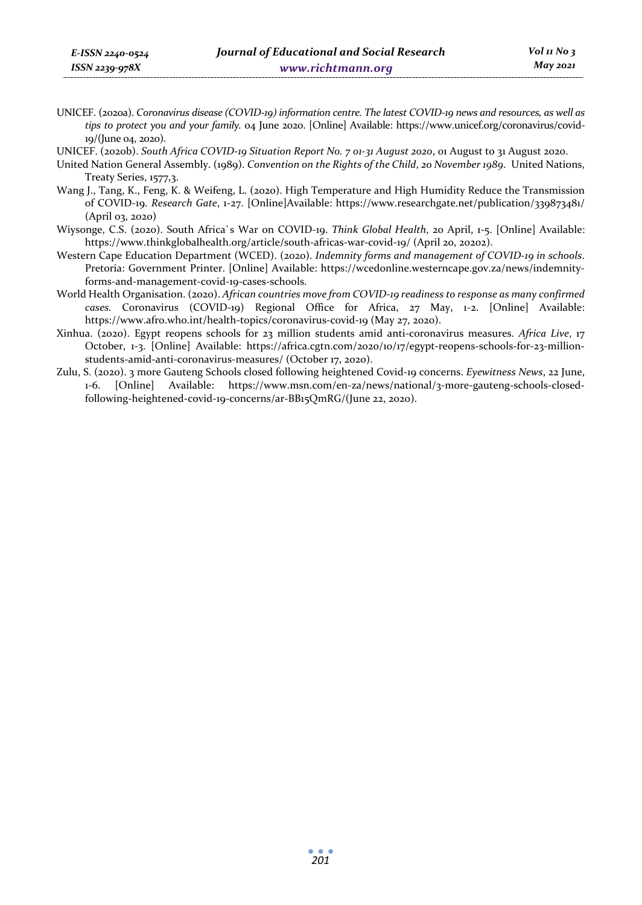UNICEF. (2020a). *Coronavirus disease (COVID-19) information centre. The latest COVID-19 news and resources, as well as tips to protect you and your family.* 04 June 2020. [Online] Available: https://www.unicef.org/coronavirus/covid-19/(June 04, 2020).

UNICEF. (2020b). *South Africa COVID-19 Situation Report No. 7 01-31 August 2020*, 01 August to 31 August 2020.

United Nation General Assembly. (1989). *Convention on the Rights of the Child, 20 November 1989*. United Nations, Treaty Series, 1577,3.

Wang J., Tang, K., Feng, K. & Weifeng, L. (2020). High Temperature and High Humidity Reduce the Transmission of COVID-19. *Research Gate*, 1-27. [Online]Available: https://www.researchgate.net/publication/339873481/ (April 03, 2020)

Wiysonge, C.S. (2020). South Africa`s War on COVID-19. *Think Global Health*, 20 April, 1-5. [Online] Available: https://www.thinkglobalhealth.org/article/south-africas-war-covid-19/ (April 20, 20202).

Western Cape Education Department (WCED). (2020). *Indemnity forms and management of COVID-19 in schools*. Pretoria: Government Printer. [Online] Available: https://wcedonline.westerncape.gov.za/news/indemnity-forms-and-management-covid-19-cases-schools.

World Health Organisation. (2020). *African countries move from COVID-19 readiness to response as many confirmed cases.* Coronavirus (COVID-19) Regional Office for Africa, 27 May, 1-2. [Online] Available: https://www.afro.who.int/health-topics/coronavirus-covid-19 (May 27, 2020).

Xinhua. (2020). Egypt reopens schools for 23 million students amid anti-coronavirus measures. *Africa Live*, 17 October, 1-3. [Online] Available: https://africa.cgtn.com/2020/10/17/egypt-reopens-schools-for-23-million-students-amid-anti-coronavirus-measures/ (October 17, 2020).

Zulu, S. (2020). 3 more Gauteng Schools closed following heightened Covid-19 concerns. *Eyewitness News*, 22 June, 1-6. [Online] Available: https://www.msn.com/en-za/news/national/3-more-gauteng-schools-closed-following-heightened-covid-19-concerns/ar-BB15QmRG/(June 22, 2020).